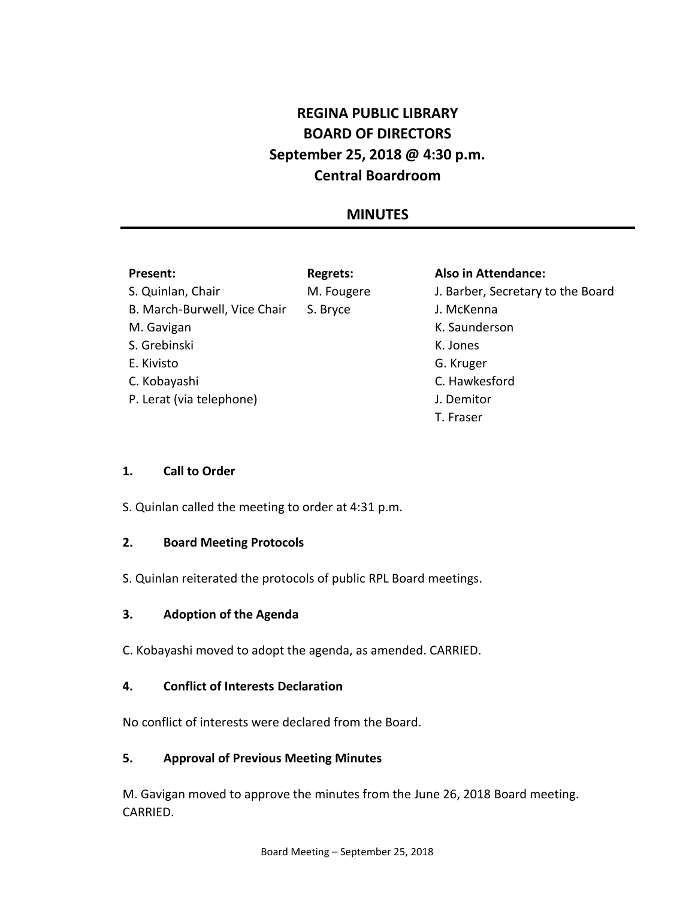# REGINA PUBLIC LIBRARY
# BOARD OF DIRECTORS
# September 25, 2018 @ 4:30 p.m.
# Central Boardroom

## MINUTES

| Present: | Regrets: | Also in Attendance: |
|---|---|---|
| S. Quinlan, Chair | M. Fougere | J. Barber, Secretary to the Board |
| B. March-Burwell, Vice Chair | S. Bryce | J. McKenna |
| M. Gavigan | | K. Saunderson |
| S. Grebinski | | K. Jones |
| E. Kivisto | | G. Kruger |
| C. Kobayashi | | C. Hawkesford |
| P. Lerat (via telephone) | | J. Demitor |
| | | T. Fraser |

### 1. Call to Order

S. Quinlan called the meeting to order at 4:31 p.m.

### 2. Board Meeting Protocols

S. Quinlan reiterated the protocols of public RPL Board meetings.

### 3. Adoption of the Agenda

C. Kobayashi moved to adopt the agenda, as amended. CARRIED.

### 4. Conflict of Interests Declaration

No conflict of interests were declared from the Board.

### 5. Approval of Previous Meeting Minutes

M. Gavigan moved to approve the minutes from the June 26, 2018 Board meeting. CARRIED.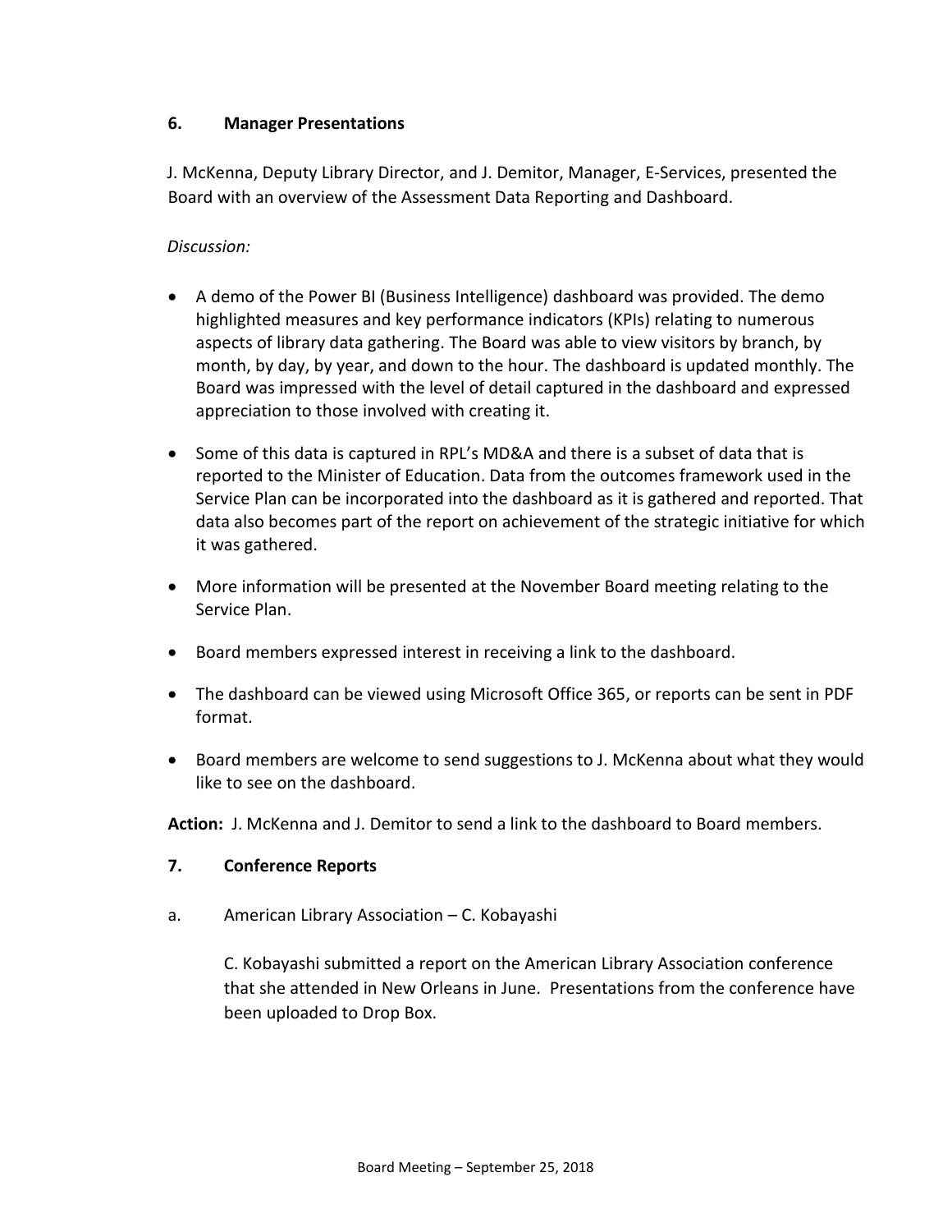## 6. Manager Presentations

J. McKenna, Deputy Library Director, and J. Demitor, Manager, E-Services, presented the Board with an overview of the Assessment Data Reporting and Dashboard.

*Discussion:*

- A demo of the Power BI (Business Intelligence) dashboard was provided. The demo highlighted measures and key performance indicators (KPIs) relating to numerous aspects of library data gathering. The Board was able to view visitors by branch, by month, by day, by year, and down to the hour. The dashboard is updated monthly. The Board was impressed with the level of detail captured in the dashboard and expressed appreciation to those involved with creating it.
- Some of this data is captured in RPL's MD&A and there is a subset of data that is reported to the Minister of Education. Data from the outcomes framework used in the Service Plan can be incorporated into the dashboard as it is gathered and reported. That data also becomes part of the report on achievement of the strategic initiative for which it was gathered.
- More information will be presented at the November Board meeting relating to the Service Plan.
- Board members expressed interest in receiving a link to the dashboard.
- The dashboard can be viewed using Microsoft Office 365, or reports can be sent in PDF format.
- Board members are welcome to send suggestions to J. McKenna about what they would like to see on the dashboard.

**Action:** J. McKenna and J. Demitor to send a link to the dashboard to Board members.

## 7. Conference Reports

a. American Library Association – C. Kobayashi

C. Kobayashi submitted a report on the American Library Association conference that she attended in New Orleans in June. Presentations from the conference have been uploaded to Drop Box.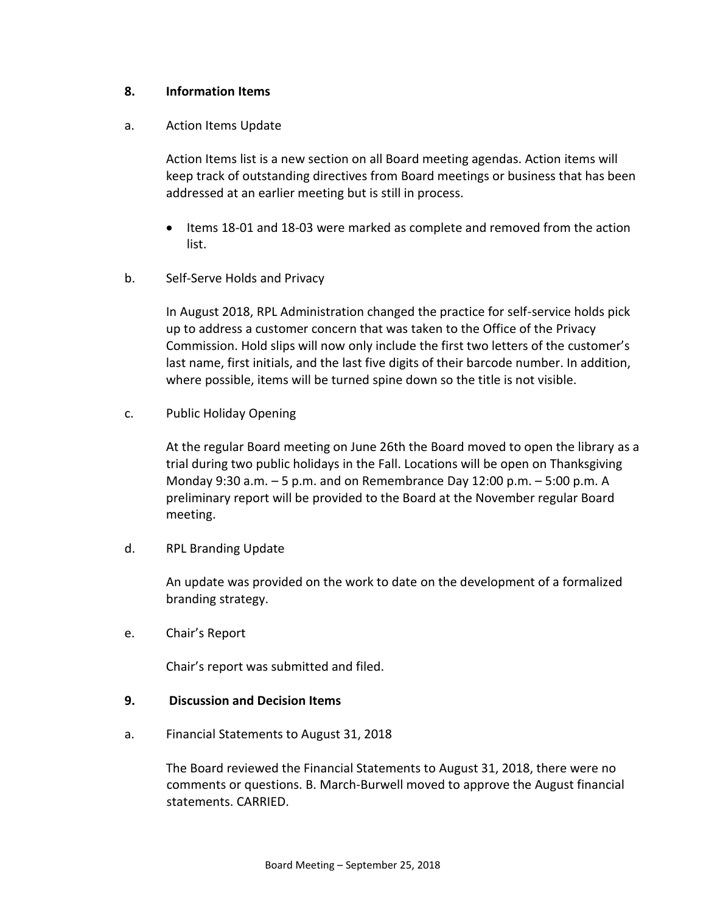## 8. Information Items

### a. Action Items Update

Action Items list is a new section on all Board meeting agendas. Action items will keep track of outstanding directives from Board meetings or business that has been addressed at an earlier meeting but is still in process.

- Items 18-01 and 18-03 were marked as complete and removed from the action list.

### b. Self-Serve Holds and Privacy

In August 2018, RPL Administration changed the practice for self-service holds pick up to address a customer concern that was taken to the Office of the Privacy Commission. Hold slips will now only include the first two letters of the customer's last name, first initials, and the last five digits of their barcode number. In addition, where possible, items will be turned spine down so the title is not visible.

### c. Public Holiday Opening

At the regular Board meeting on June 26th the Board moved to open the library as a trial during two public holidays in the Fall. Locations will be open on Thanksgiving Monday 9:30 a.m. – 5 p.m. and on Remembrance Day 12:00 p.m. – 5:00 p.m. A preliminary report will be provided to the Board at the November regular Board meeting.

### d. RPL Branding Update

An update was provided on the work to date on the development of a formalized branding strategy.

### e. Chair's Report

Chair's report was submitted and filed.

## 9. Discussion and Decision Items

### a. Financial Statements to August 31, 2018

The Board reviewed the Financial Statements to August 31, 2018, there were no comments or questions. B. March-Burwell moved to approve the August financial statements. CARRIED.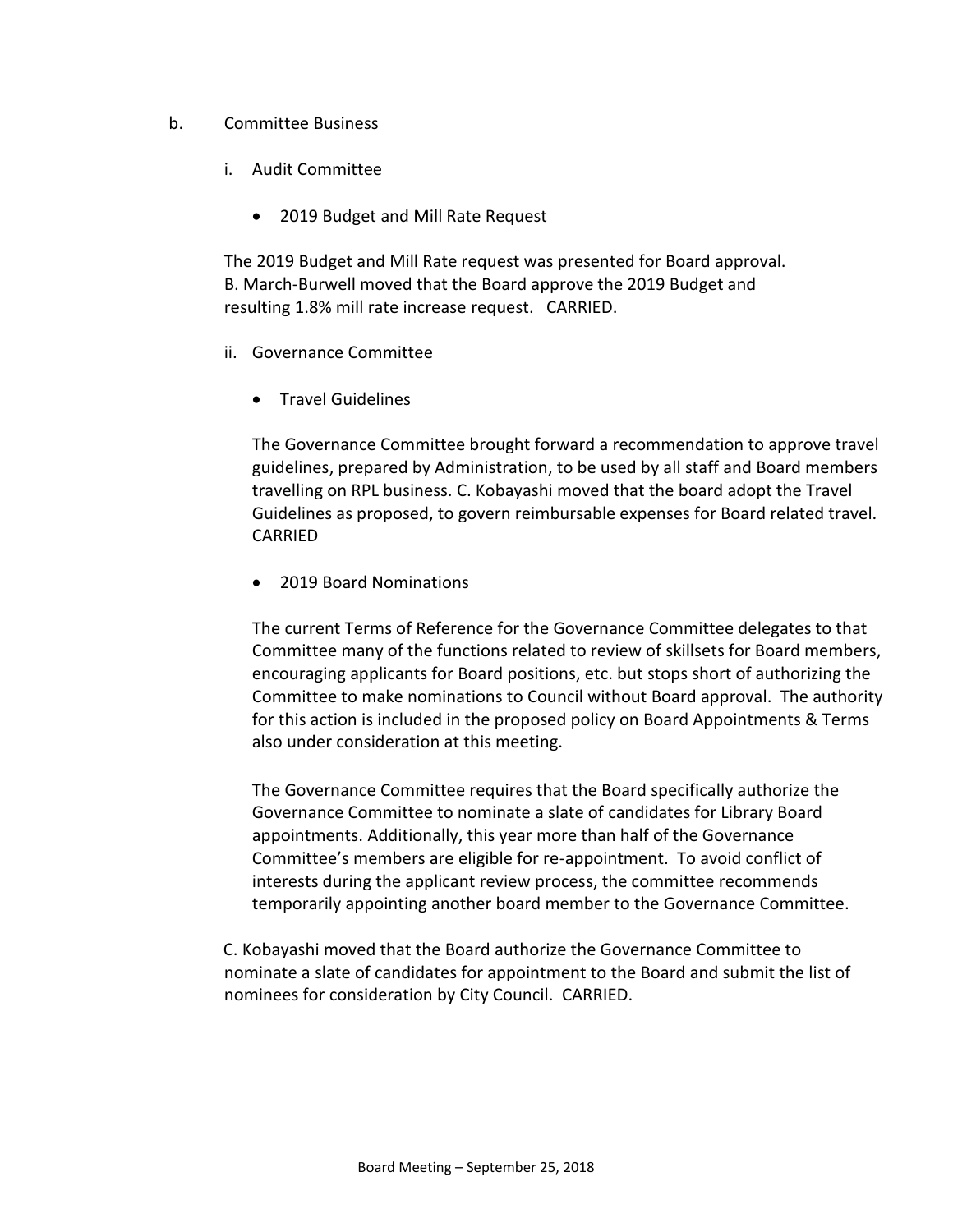b. Committee Business

   i. Audit Committee

      - 2019 Budget and Mill Rate Request

   The 2019 Budget and Mill Rate request was presented for Board approval. B. March-Burwell moved that the Board approve the 2019 Budget and resulting 1.8% mill rate increase request. CARRIED.

   ii. Governance Committee

      - Travel Guidelines

      The Governance Committee brought forward a recommendation to approve travel guidelines, prepared by Administration, to be used by all staff and Board members travelling on RPL business. C. Kobayashi moved that the board adopt the Travel Guidelines as proposed, to govern reimbursable expenses for Board related travel. CARRIED

      - 2019 Board Nominations

      The current Terms of Reference for the Governance Committee delegates to that Committee many of the functions related to review of skillsets for Board members, encouraging applicants for Board positions, etc. but stops short of authorizing the Committee to make nominations to Council without Board approval. The authority for this action is included in the proposed policy on Board Appointments & Terms also under consideration at this meeting.

      The Governance Committee requires that the Board specifically authorize the Governance Committee to nominate a slate of candidates for Library Board appointments. Additionally, this year more than half of the Governance Committee's members are eligible for re-appointment. To avoid conflict of interests during the applicant review process, the committee recommends temporarily appointing another board member to the Governance Committee.

   C. Kobayashi moved that the Board authorize the Governance Committee to nominate a slate of candidates for appointment to the Board and submit the list of nominees for consideration by City Council. CARRIED.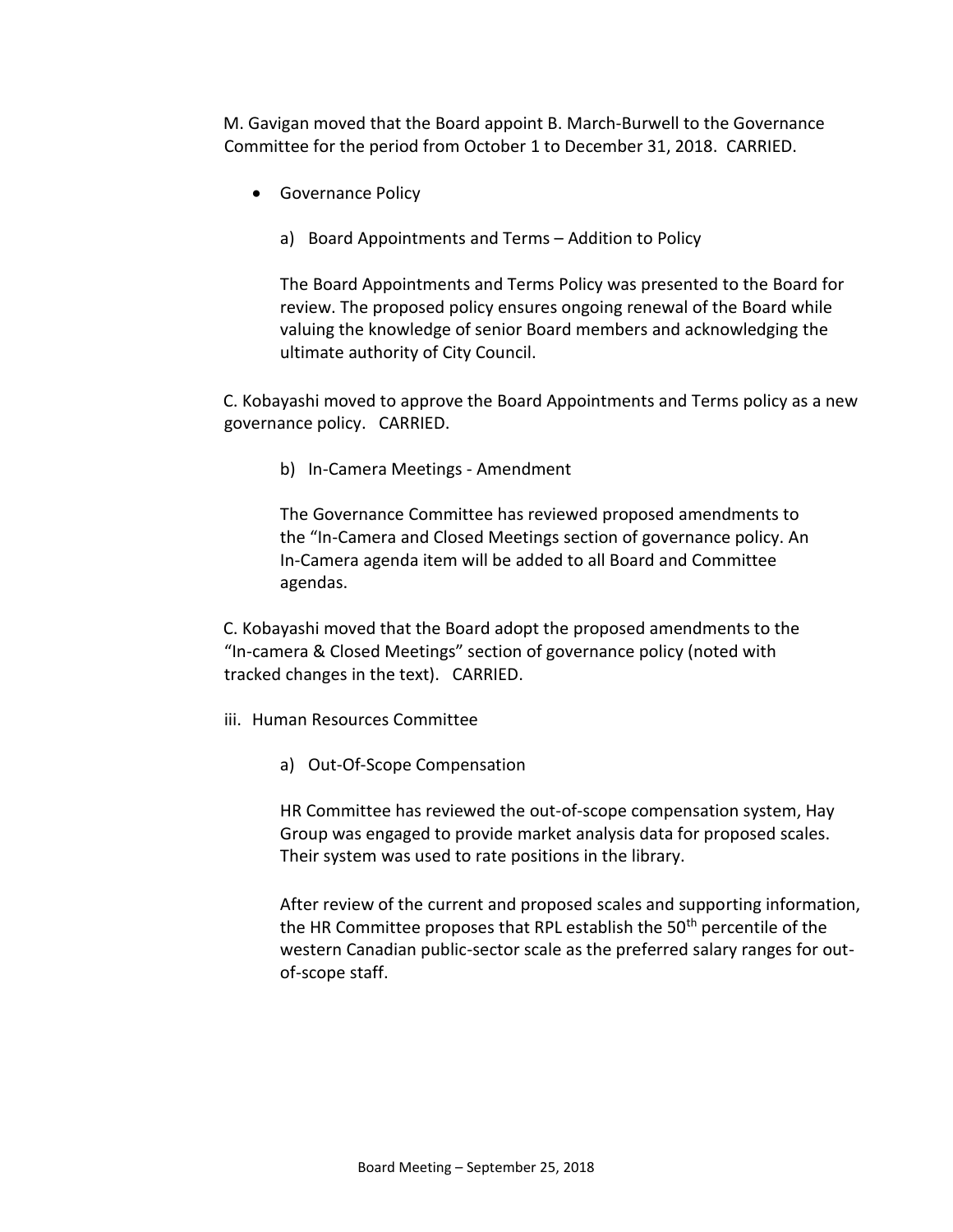M. Gavigan moved that the Board appoint B. March-Burwell to the Governance Committee for the period from October 1 to December 31, 2018. CARRIED.

- Governance Policy

  a) Board Appointments and Terms – Addition to Policy

  The Board Appointments and Terms Policy was presented to the Board for review. The proposed policy ensures ongoing renewal of the Board while valuing the knowledge of senior Board members and acknowledging the ultimate authority of City Council.

C. Kobayashi moved to approve the Board Appointments and Terms policy as a new governance policy. CARRIED.

  b) In-Camera Meetings - Amendment

  The Governance Committee has reviewed proposed amendments to the "In-Camera and Closed Meetings section of governance policy. An In-Camera agenda item will be added to all Board and Committee agendas.

C. Kobayashi moved that the Board adopt the proposed amendments to the "In-camera & Closed Meetings" section of governance policy (noted with tracked changes in the text). CARRIED.

iii. Human Resources Committee

  a) Out-Of-Scope Compensation

  HR Committee has reviewed the out-of-scope compensation system, Hay Group was engaged to provide market analysis data for proposed scales. Their system was used to rate positions in the library.

  After review of the current and proposed scales and supporting information, the HR Committee proposes that RPL establish the 50th percentile of the western Canadian public-sector scale as the preferred salary ranges for out-of-scope staff.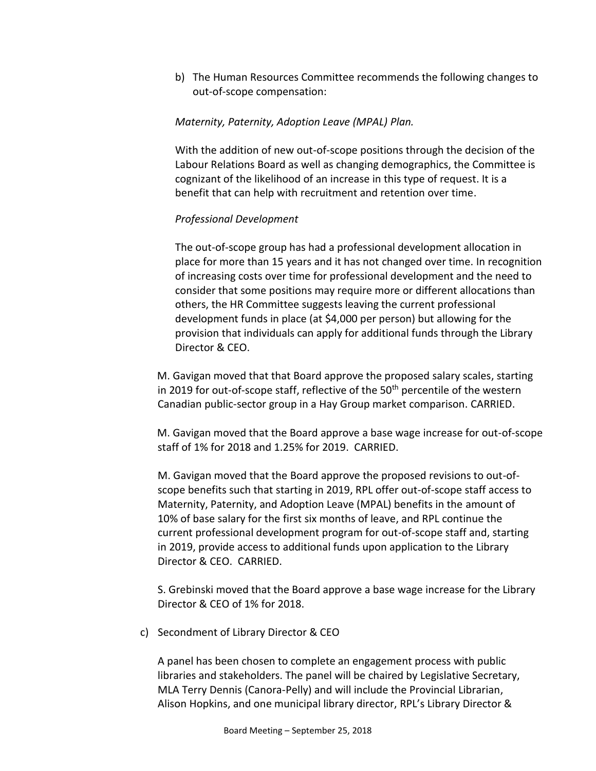b) The Human Resources Committee recommends the following changes to out-of-scope compensation:

*Maternity, Paternity, Adoption Leave (MPAL) Plan.*

With the addition of new out-of-scope positions through the decision of the Labour Relations Board as well as changing demographics, the Committee is cognizant of the likelihood of an increase in this type of request. It is a benefit that can help with recruitment and retention over time.

*Professional Development*

The out-of-scope group has had a professional development allocation in place for more than 15 years and it has not changed over time. In recognition of increasing costs over time for professional development and the need to consider that some positions may require more or different allocations than others, the HR Committee suggests leaving the current professional development funds in place (at $4,000 per person) but allowing for the provision that individuals can apply for additional funds through the Library Director & CEO.

M. Gavigan moved that that Board approve the proposed salary scales, starting in 2019 for out-of-scope staff, reflective of the 50th percentile of the western Canadian public-sector group in a Hay Group market comparison. CARRIED.

M. Gavigan moved that the Board approve a base wage increase for out-of-scope staff of 1% for 2018 and 1.25% for 2019. CARRIED.

M. Gavigan moved that the Board approve the proposed revisions to out-of-scope benefits such that starting in 2019, RPL offer out-of-scope staff access to Maternity, Paternity, and Adoption Leave (MPAL) benefits in the amount of 10% of base salary for the first six months of leave, and RPL continue the current professional development program for out-of-scope staff and, starting in 2019, provide access to additional funds upon application to the Library Director & CEO. CARRIED.

S. Grebinski moved that the Board approve a base wage increase for the Library Director & CEO of 1% for 2018.

c) Secondment of Library Director & CEO

A panel has been chosen to complete an engagement process with public libraries and stakeholders. The panel will be chaired by Legislative Secretary, MLA Terry Dennis (Canora-Pelly) and will include the Provincial Librarian, Alison Hopkins, and one municipal library director, RPL's Library Director &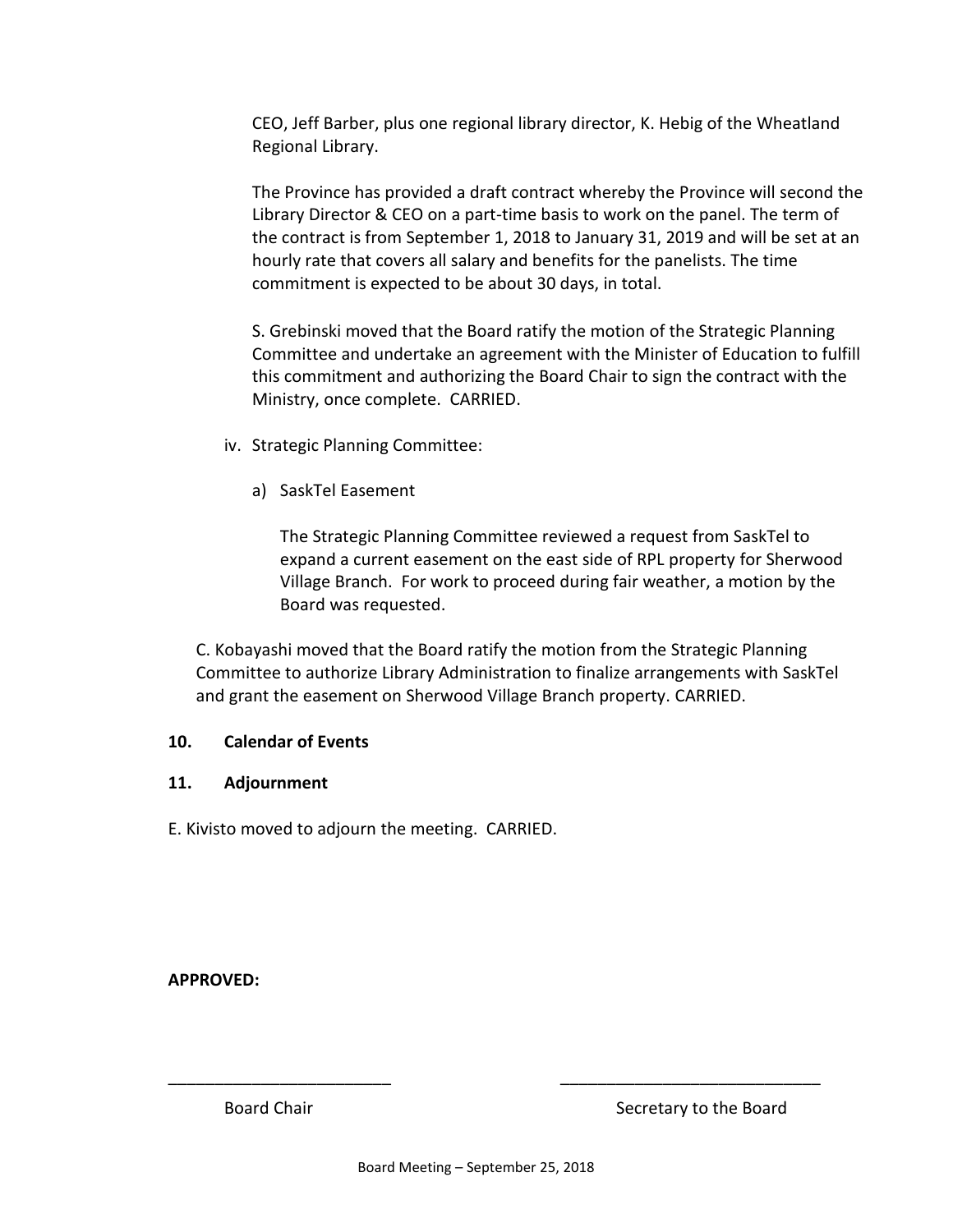CEO, Jeff Barber, plus one regional library director, K. Hebig of the Wheatland Regional Library.

The Province has provided a draft contract whereby the Province will second the Library Director & CEO on a part-time basis to work on the panel. The term of the contract is from September 1, 2018 to January 31, 2019 and will be set at an hourly rate that covers all salary and benefits for the panelists. The time commitment is expected to be about 30 days, in total.

S. Grebinski moved that the Board ratify the motion of the Strategic Planning Committee and undertake an agreement with the Minister of Education to fulfill this commitment and authorizing the Board Chair to sign the contract with the Ministry, once complete. CARRIED.

iv. Strategic Planning Committee:

a) SaskTel Easement

The Strategic Planning Committee reviewed a request from SaskTel to expand a current easement on the east side of RPL property for Sherwood Village Branch. For work to proceed during fair weather, a motion by the Board was requested.

C. Kobayashi moved that the Board ratify the motion from the Strategic Planning Committee to authorize Library Administration to finalize arrangements with SaskTel and grant the easement on Sherwood Village Branch property. CARRIED.

**10. Calendar of Events**

**11. Adjournment**

E. Kivisto moved to adjourn the meeting. CARRIED.

**APPROVED:**

________________________ ____________________________

Board Chair Secretary to the Board